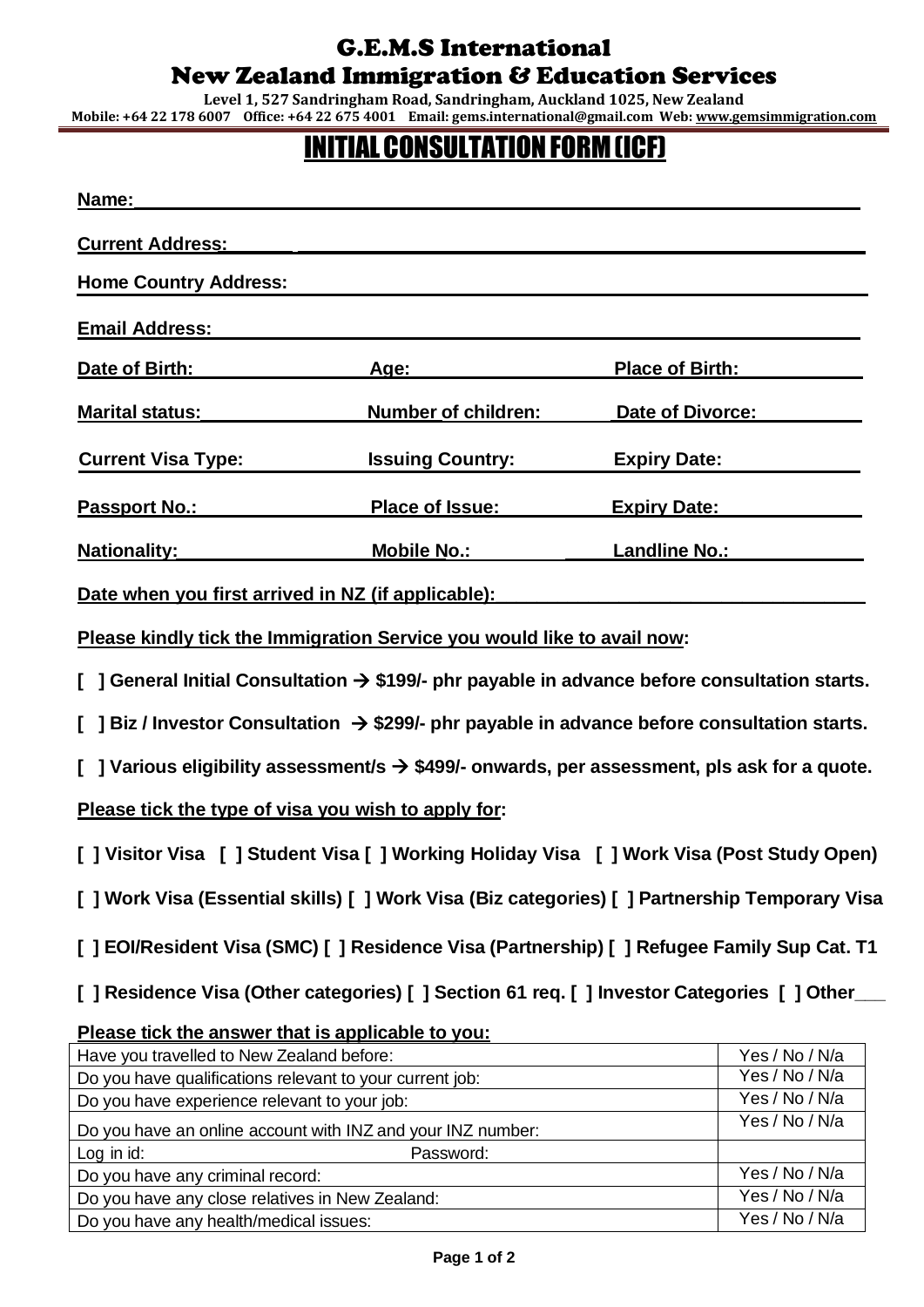# G.E.M.S International

## New Zealand Immigration & Education Services

**Level 1, 527 Sandringham Road, Sandringham, Auckland 1025, New Zealand**

**Mobile: +64 22 178 6007 Office: +64 22 675 4001 Email: gems.international@gmail.com Web: www.gemsimmigration.com**

# INITIAL CONSULTATION FORM (ICF)

**Name:**

**Current Address:**

**Home Country Address:**

**Email Address:**

**Date of Birth:** **Age:** **Place of Birth:**

**Marital status:** **Number of children:** **Date of Divorce:**

**Current Visa Type:** **Issuing Country:** **Expiry Date:**

**Passport No.:** **Place of Issue:** **Expiry Date:**

**Nationality:** **Mobile No.:** **Landline No.:**

**Date when you first arrived in NZ (if applicable):**

**Please kindly tick the Immigration Service you would like to avail now:**

**[ ] General Initial Consultation → $199/- phr payable in advance before consultation starts.**

**[ ] Biz / Investor Consultation → $299/- phr payable in advance before consultation starts.**

**[ ] Various eligibility assessment/s → $499/- onwards, per assessment, pls ask for a quote.**

**Please tick the type of visa you wish to apply for:**

**[ ] Visitor Visa [ ] Student Visa [ ] Working Holiday Visa [ ] Work Visa (Post Study Open)**

**[ ] Work Visa (Essential skills) [ ] Work Visa (Biz categories) [ ] Partnership Temporary Visa**

**[ ] EOI/Resident Visa (SMC) [ ] Residence Visa (Partnership) [ ] Refugee Family Sup Cat. T1**

**[ ] Residence Visa (Other categories) [ ] Section 61 req. [ ] Investor Categories [ ] Other___**

**Please tick the answer that is applicable to you:**

| | |
|---|---|
| Have you travelled to New Zealand before: | Yes / No / N/a |
| Do you have qualifications relevant to your current job: | Yes / No / N/a |
| Do you have experience relevant to your job: | Yes / No / N/a |
| Do you have an online account with INZ and your INZ number: | Yes / No / N/a |
| Log in id: Password: | |
| Do you have any criminal record: | Yes / No / N/a |
| Do you have any close relatives in New Zealand: | Yes / No / N/a |
| Do you have any health/medical issues: | Yes / No / N/a |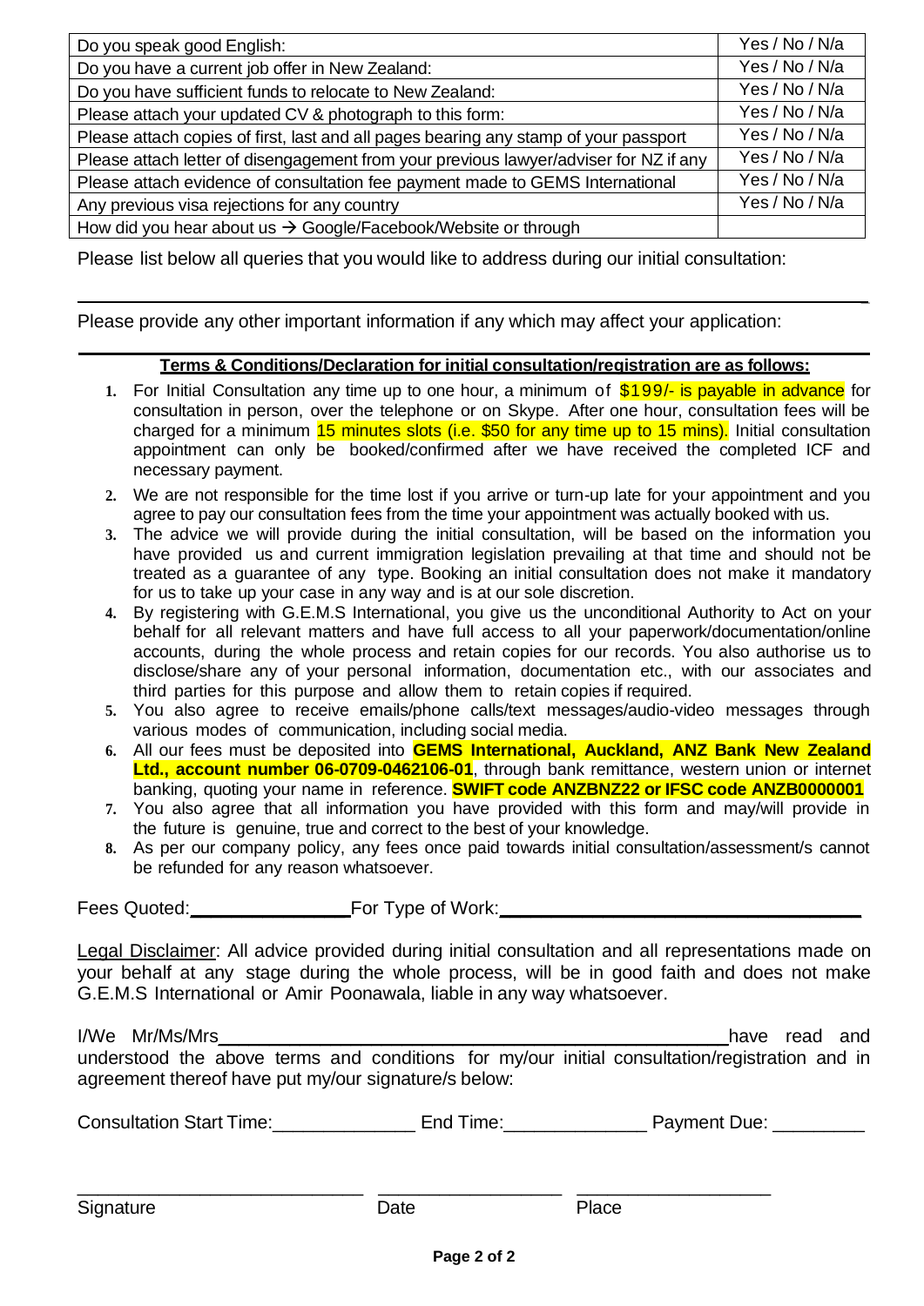| | |
|---|---|
| Do you speak good English: | Yes / No / N/a |
| Do you have a current job offer in New Zealand: | Yes / No / N/a |
| Do you have sufficient funds to relocate to New Zealand: | Yes / No / N/a |
| Please attach your updated CV & photograph to this form: | Yes / No / N/a |
| Please attach copies of first, last and all pages bearing any stamp of your passport | Yes / No / N/a |
| Please attach letter of disengagement from your previous lawyer/adviser for NZ if any | Yes / No / N/a |
| Please attach evidence of consultation fee payment made to GEMS International | Yes / No / N/a |
| Any previous visa rejections for any country | Yes / No / N/a |
| How did you hear about us → Google/Facebook/Website or through | |

Please list below all queries that you would like to address during our initial consultation:

Please provide any other important information if any which may affect your application:

**Terms & Conditions/Declaration for initial consultation/registration are as follows:**

1. For Initial Consultation any time up to one hour, a minimum of $199/- is payable in advance for consultation in person, over the telephone or on Skype. After one hour, consultation fees will be charged for a minimum 15 minutes slots (i.e. $50 for any time up to 15 mins). Initial consultation appointment can only be booked/confirmed after we have received the completed ICF and necessary payment.
2. We are not responsible for the time lost if you arrive or turn-up late for your appointment and you agree to pay our consultation fees from the time your appointment was actually booked with us.
3. The advice we will provide during the initial consultation, will be based on the information you have provided us and current immigration legislation prevailing at that time and should not be treated as a guarantee of any type. Booking an initial consultation does not make it mandatory for us to take up your case in any way and is at our sole discretion.
4. By registering with G.E.M.S International, you give us the unconditional Authority to Act on your behalf for all relevant matters and have full access to all your paperwork/documentation/online accounts, during the whole process and retain copies for our records. You also authorise us to disclose/share any of your personal information, documentation etc., with our associates and third parties for this purpose and allow them to retain copies if required.
5. You also agree to receive emails/phone calls/text messages/audio-video messages through various modes of communication, including social media.
6. All our fees must be deposited into **GEMS International, Auckland, ANZ Bank New Zealand Ltd., account number 06-0709-0462106-01**, through bank remittance, western union or internet banking, quoting your name in reference. **SWIFT code ANZBNZ22 or IFSC code ANZB0000001**
7. You also agree that all information you have provided with this form and may/will provide in the future is genuine, true and correct to the best of your knowledge.
8. As per our company policy, any fees once paid towards initial consultation/assessment/s cannot be refunded for any reason whatsoever.

Fees Quoted:________________ For Type of Work:____________________________________

Legal Disclaimer: All advice provided during initial consultation and all representations made on your behalf at any stage during the whole process, will be in good faith and does not make G.E.M.S International or Amir Poonawala, liable in any way whatsoever.

I/We Mr/Ms/Mrs____________________________________________________ have read and understood the above terms and conditions for my/our initial consultation/registration and in agreement thereof have put my/our signature/s below:

Consultation Start Time:______________ End Time:______________ Payment Due: _________

____________________________ __________________ ___________________

Signature Date Place